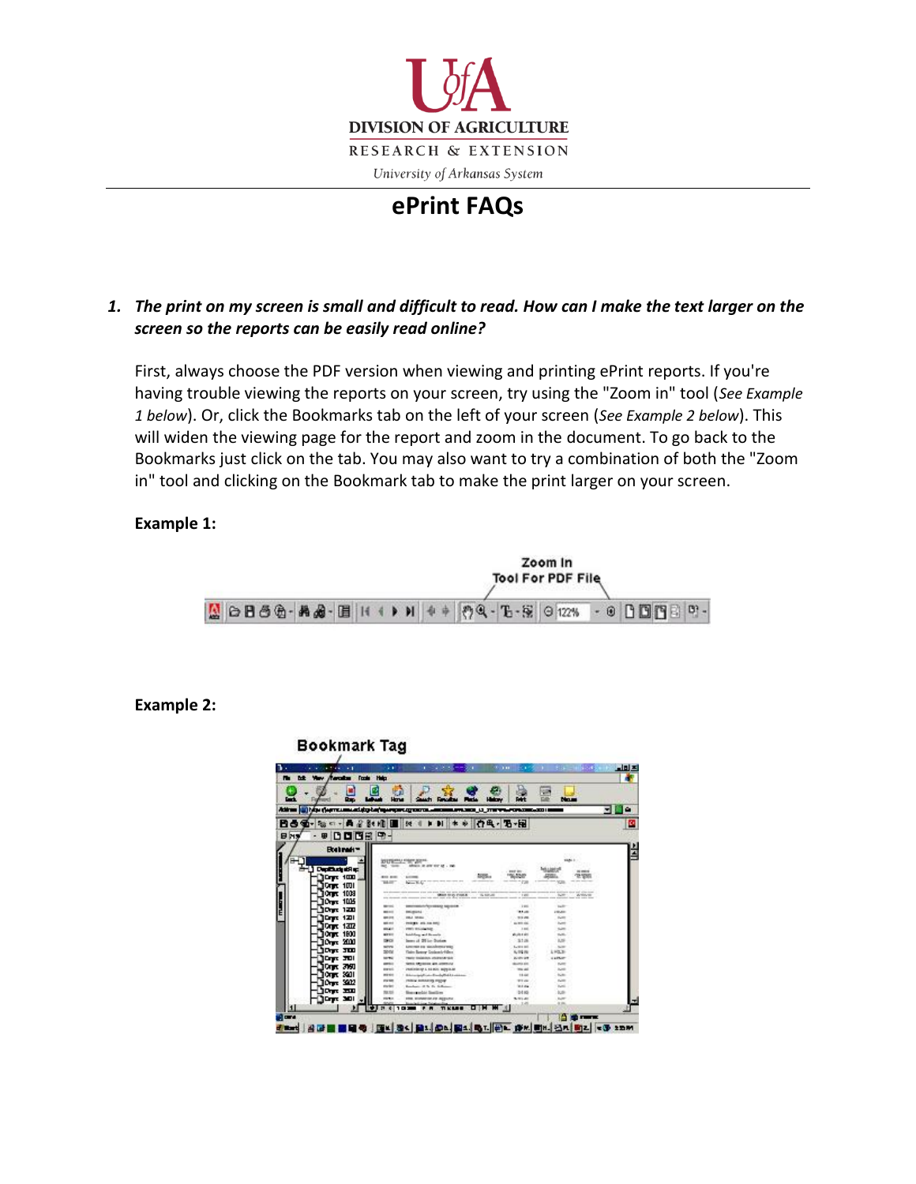DIVISION OF AGRICULTURE

RESEARCH & EXTENSION

University of Arkansas System

# ePrint FAQs

1. ***The print on my screen is small and difficult to read. How can I make the text larger on the screen so the reports can be easily read online?***

   First, always choose the PDF version when viewing and printing ePrint reports. If you're having trouble viewing the reports on your screen, try using the "Zoom in" tool (*See Example 1 below*). Or, click the Bookmarks tab on the left of your screen (*See Example 2 below*). This will widen the viewing page for the report and zoom in the document. To go back to the Bookmarks just click on the tab. You may also want to try a combination of both the "Zoom in" tool and clicking on the Bookmark tab to make the print larger on your screen.

   **Example 1:**

   Zoom In Tool For PDF File

   **Example 2:**

   Bookmark Tag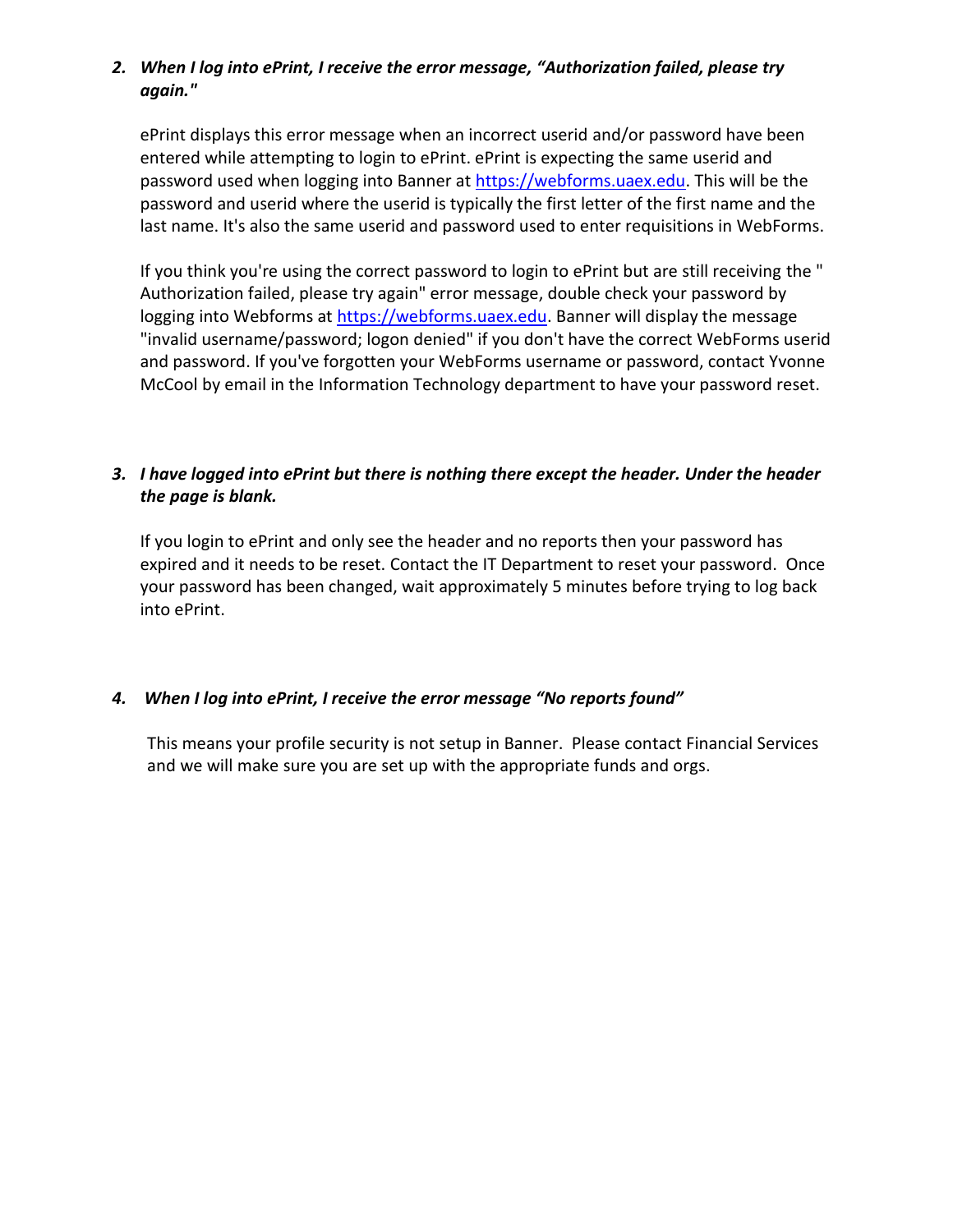2. ***When I log into ePrint, I receive the error message, "Authorization failed, please try again."***

   ePrint displays this error message when an incorrect userid and/or password have been entered while attempting to login to ePrint. ePrint is expecting the same userid and password used when logging into Banner at [https://webforms.uaex.edu](https://webforms.uaex.edu). This will be the password and userid where the userid is typically the first letter of the first name and the last name. It's also the same userid and password used to enter requisitions in WebForms.

   If you think you're using the correct password to login to ePrint but are still receiving the " Authorization failed, please try again" error message, double check your password by logging into Webforms at [https://webforms.uaex.edu](https://webforms.uaex.edu). Banner will display the message "invalid username/password; logon denied" if you don't have the correct WebForms userid and password. If you've forgotten your WebForms username or password, contact Yvonne McCool by email in the Information Technology department to have your password reset.

3. ***I have logged into ePrint but there is nothing there except the header. Under the header the page is blank.***

   If you login to ePrint and only see the header and no reports then your password has expired and it needs to be reset. Contact the IT Department to reset your password. Once your password has been changed, wait approximately 5 minutes before trying to log back into ePrint.

4. ***When I log into ePrint, I receive the error message "No reports found"***

   This means your profile security is not setup in Banner. Please contact Financial Services and we will make sure you are set up with the appropriate funds and orgs.